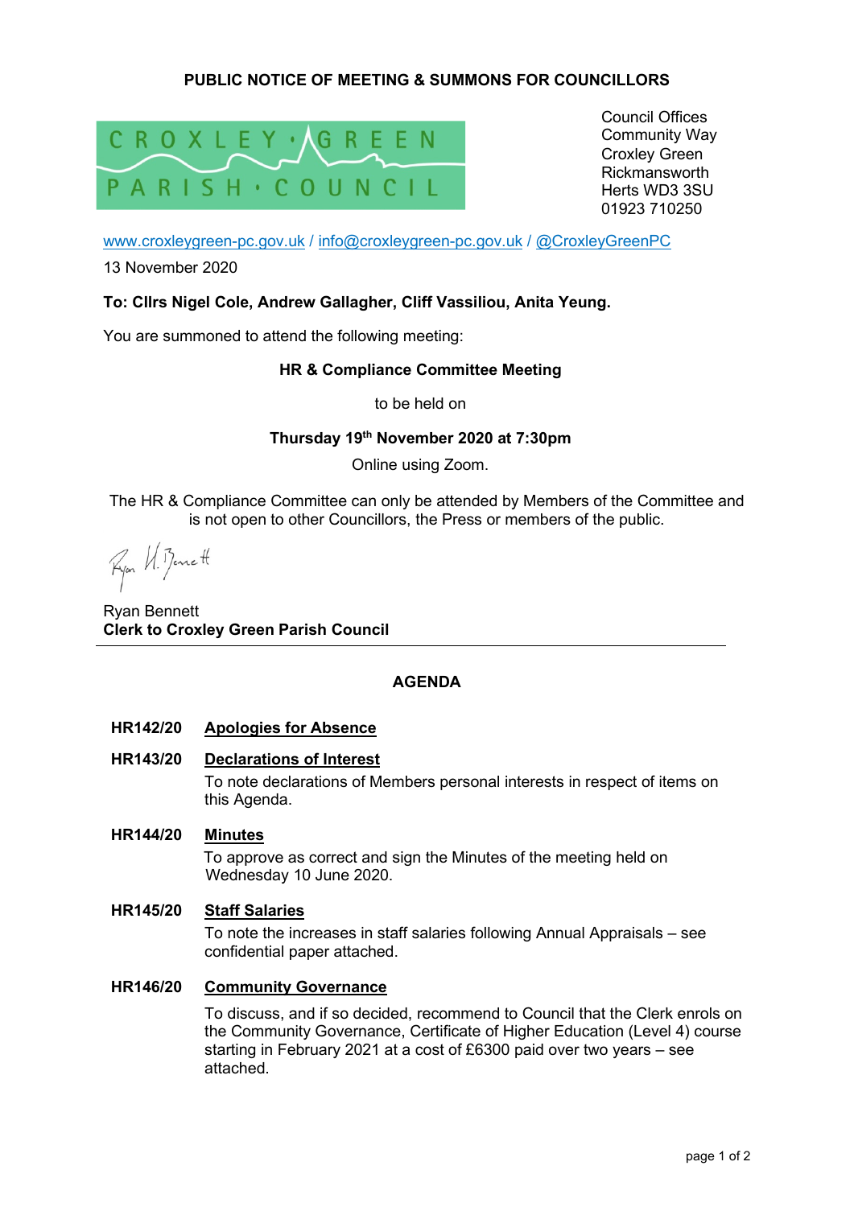**PUBLIC NOTICE OF MEETING & SUMMONS FOR COUNCILLORS**

CROXLEY GREEN PARISH COUNCIL

Council Offices
Community Way
Croxley Green
Rickmansworth
Herts WD3 3SU
01923 710250

www.croxleygreen-pc.gov.uk / info@croxleygreen-pc.gov.uk / @CroxleyGreenPC

13 November 2020

**To: Cllrs Nigel Cole, Andrew Gallagher, Cliff Vassiliou, Anita Yeung.**

You are summoned to attend the following meeting:

**HR & Compliance Committee Meeting**

to be held on

**Thursday 19th November 2020 at 7:30pm**

Online using Zoom.

The HR & Compliance Committee can only be attended by Members of the Committee and is not open to other Councillors, the Press or members of the public.

Ryan Bennett
**Clerk to Croxley Green Parish Council**

---

## AGENDA

**HR142/20 Apologies for Absence**

**HR143/20 Declarations of Interest**

To note declarations of Members personal interests in respect of items on this Agenda.

**HR144/20 Minutes**

To approve as correct and sign the Minutes of the meeting held on Wednesday 10 June 2020.

**HR145/20 Staff Salaries**

To note the increases in staff salaries following Annual Appraisals – see confidential paper attached.

**HR146/20 Community Governance**

To discuss, and if so decided, recommend to Council that the Clerk enrols on the Community Governance, Certificate of Higher Education (Level 4) course starting in February 2021 at a cost of £6300 paid over two years – see attached.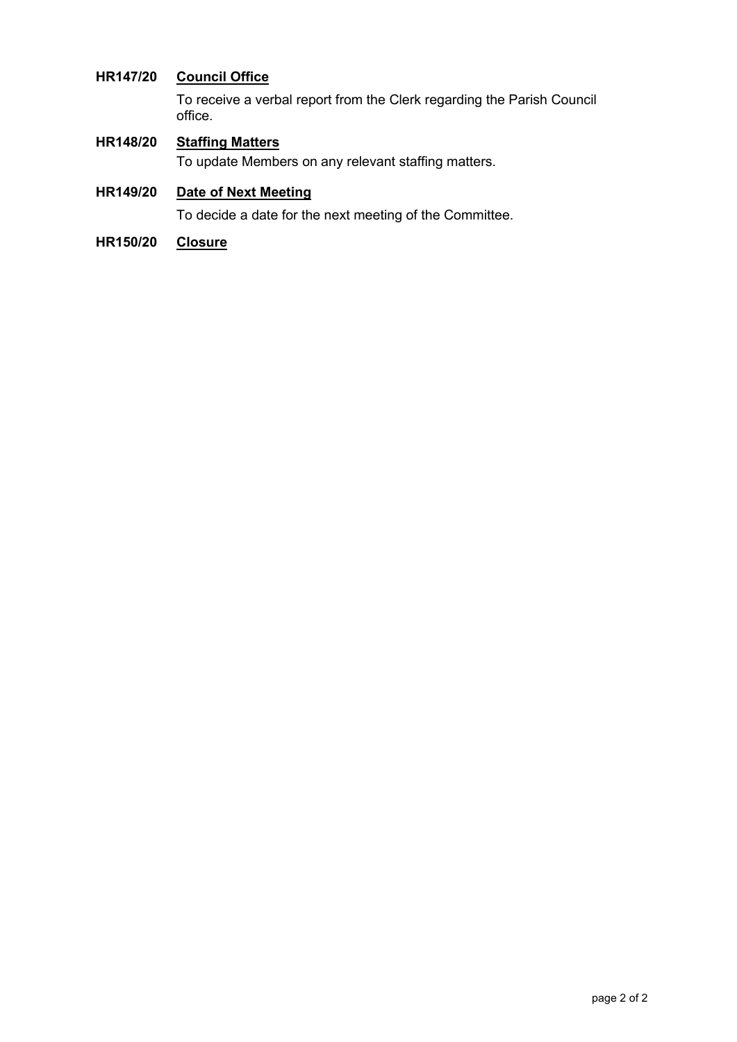**HR147/20 Council Office**

To receive a verbal report from the Clerk regarding the Parish Council office.

**HR148/20 Staffing Matters**

To update Members on any relevant staffing matters.

**HR149/20 Date of Next Meeting**

To decide a date for the next meeting of the Committee.

**HR150/20 Closure**